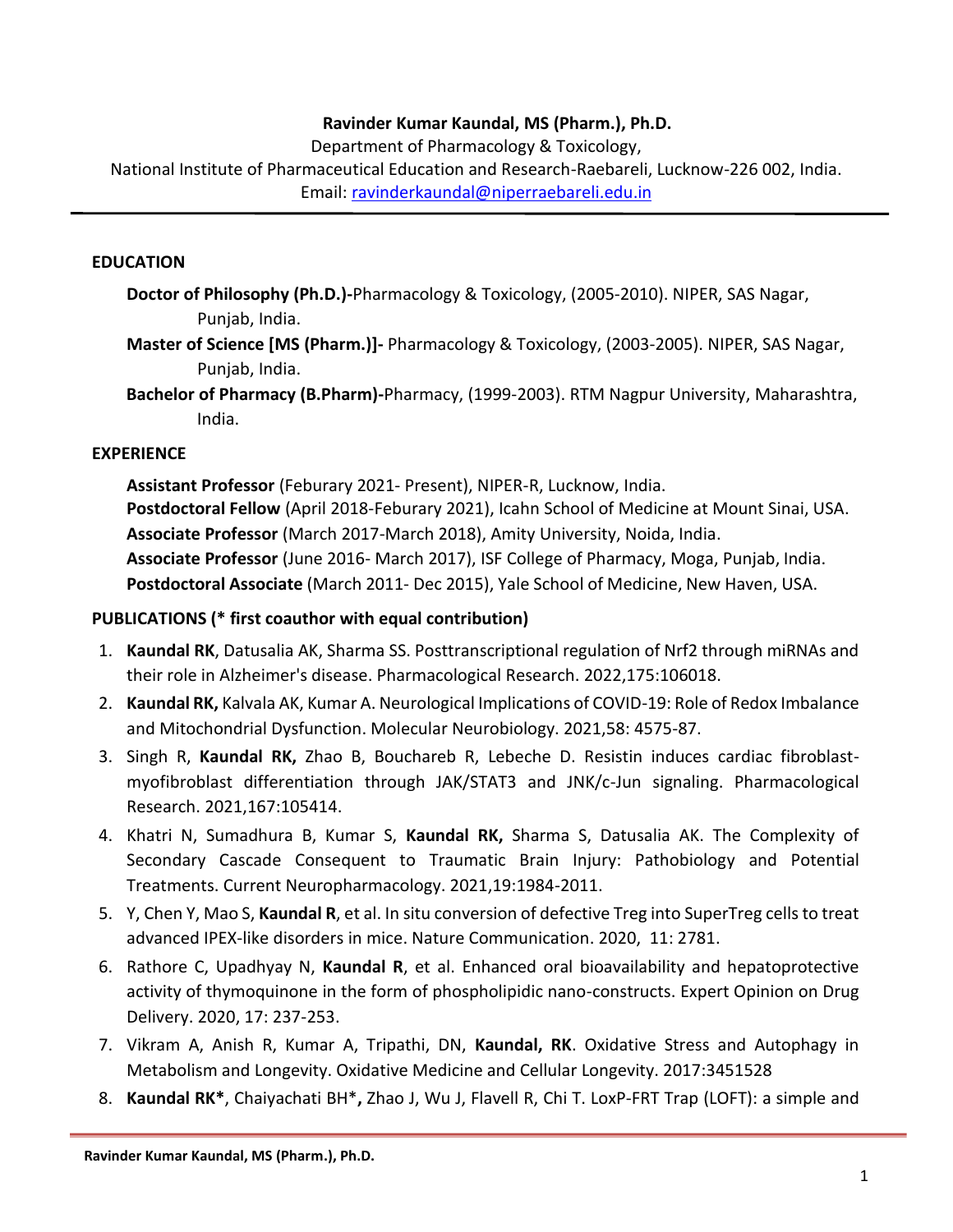**Ravinder Kumar Kaundal, MS (Pharm.), Ph.D.**

Department of Pharmacology & Toxicology,

National Institute of Pharmaceutical Education and Research-Raebareli, Lucknow-226 002, India.

Email: ravinderkaundal@niperraebareli.edu.in

## EDUCATION

**Doctor of Philosophy (Ph.D.)-**Pharmacology & Toxicology, (2005-2010). NIPER, SAS Nagar, Punjab, India.

**Master of Science [MS (Pharm.)]-** Pharmacology & Toxicology, (2003-2005). NIPER, SAS Nagar, Punjab, India.

**Bachelor of Pharmacy (B.Pharm)-**Pharmacy, (1999-2003). RTM Nagpur University, Maharashtra, India.

## EXPERIENCE

**Assistant Professor** (Feburary 2021- Present), NIPER-R, Lucknow, India.

**Postdoctoral Fellow** (April 2018-Feburary 2021), Icahn School of Medicine at Mount Sinai, USA.

**Associate Professor** (March 2017-March 2018), Amity University, Noida, India.

**Associate Professor** (June 2016- March 2017), ISF College of Pharmacy, Moga, Punjab, India.

**Postdoctoral Associate** (March 2011- Dec 2015), Yale School of Medicine, New Haven, USA.

## PUBLICATIONS (* first coauthor with equal contribution)

1. **Kaundal RK**, Datusalia AK, Sharma SS. Posttranscriptional regulation of Nrf2 through miRNAs and their role in Alzheimer's disease. Pharmacological Research. 2022,175:106018.
2. **Kaundal RK,** Kalvala AK, Kumar A. Neurological Implications of COVID-19: Role of Redox Imbalance and Mitochondrial Dysfunction. Molecular Neurobiology. 2021,58: 4575-87.
3. Singh R, **Kaundal RK,** Zhao B, Bouchareb R, Lebeche D. Resistin induces cardiac fibroblast-myofibroblast differentiation through JAK/STAT3 and JNK/c-Jun signaling. Pharmacological Research. 2021,167:105414.
4. Khatri N, Sumadhura B, Kumar S, **Kaundal RK,** Sharma S, Datusalia AK. The Complexity of Secondary Cascade Consequent to Traumatic Brain Injury: Pathobiology and Potential Treatments. Current Neuropharmacology. 2021,19:1984-2011.
5. Y, Chen Y, Mao S, **Kaundal R**, et al. In situ conversion of defective Treg into SuperTreg cells to treat advanced IPEX-like disorders in mice. Nature Communication. 2020, 11: 2781.
6. Rathore C, Upadhyay N, **Kaundal R**, et al. Enhanced oral bioavailability and hepatoprotective activity of thymoquinone in the form of phospholipidic nano-constructs. Expert Opinion on Drug Delivery. 2020, 17: 237-253.
7. Vikram A, Anish R, Kumar A, Tripathi, DN, **Kaundal, RK**. Oxidative Stress and Autophagy in Metabolism and Longevity. Oxidative Medicine and Cellular Longevity. 2017:3451528
8. **Kaundal RK***, Chaiyachati BH***,** Zhao J, Wu J, Flavell R, Chi T. LoxP-FRT Trap (LOFT): a simple and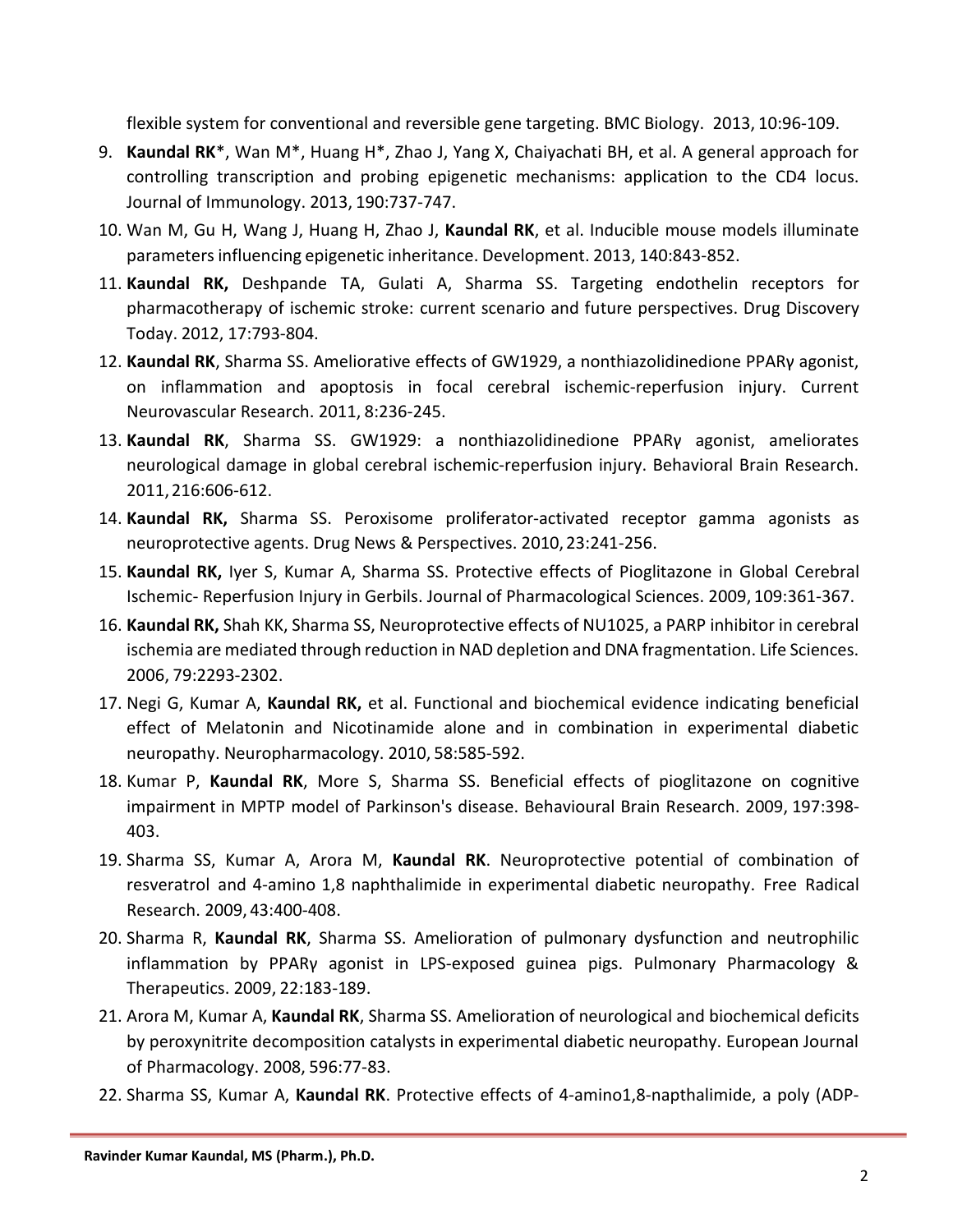flexible system for conventional and reversible gene targeting. BMC Biology. 2013, 10:96-109.

9. **Kaundal RK**\*, Wan M\*, Huang H\*, Zhao J, Yang X, Chaiyachati BH, et al. A general approach for controlling transcription and probing epigenetic mechanisms: application to the CD4 locus. Journal of Immunology. 2013, 190:737-747.
10. Wan M, Gu H, Wang J, Huang H, Zhao J, **Kaundal RK**, et al. Inducible mouse models illuminate parameters influencing epigenetic inheritance. Development. 2013, 140:843-852.
11. **Kaundal RK,** Deshpande TA, Gulati A, Sharma SS. Targeting endothelin receptors for pharmacotherapy of ischemic stroke: current scenario and future perspectives. Drug Discovery Today. 2012, 17:793-804.
12. **Kaundal RK**, Sharma SS. Ameliorative effects of GW1929, a nonthiazolidinedione PPARγ agonist, on inflammation and apoptosis in focal cerebral ischemic-reperfusion injury. Current Neurovascular Research. 2011, 8:236-245.
13. **Kaundal RK**, Sharma SS. GW1929: a nonthiazolidinedione PPARγ agonist, ameliorates neurological damage in global cerebral ischemic-reperfusion injury. Behavioral Brain Research. 2011, 216:606-612.
14. **Kaundal RK,** Sharma SS. Peroxisome proliferator-activated receptor gamma agonists as neuroprotective agents. Drug News & Perspectives. 2010, 23:241-256.
15. **Kaundal RK,** Iyer S, Kumar A, Sharma SS. Protective effects of Pioglitazone in Global Cerebral Ischemic- Reperfusion Injury in Gerbils. Journal of Pharmacological Sciences. 2009, 109:361-367.
16. **Kaundal RK,** Shah KK, Sharma SS, Neuroprotective effects of NU1025, a PARP inhibitor in cerebral ischemia are mediated through reduction in NAD depletion and DNA fragmentation. Life Sciences. 2006, 79:2293-2302.
17. Negi G, Kumar A, **Kaundal RK,** et al. Functional and biochemical evidence indicating beneficial effect of Melatonin and Nicotinamide alone and in combination in experimental diabetic neuropathy. Neuropharmacology. 2010, 58:585-592.
18. Kumar P, **Kaundal RK**, More S, Sharma SS. Beneficial effects of pioglitazone on cognitive impairment in MPTP model of Parkinson's disease. Behavioural Brain Research. 2009, 197:398-403.
19. Sharma SS, Kumar A, Arora M, **Kaundal RK**. Neuroprotective potential of combination of resveratrol and 4-amino 1,8 naphthalimide in experimental diabetic neuropathy. Free Radical Research. 2009, 43:400-408.
20. Sharma R, **Kaundal RK**, Sharma SS. Amelioration of pulmonary dysfunction and neutrophilic inflammation by PPARγ agonist in LPS-exposed guinea pigs. Pulmonary Pharmacology & Therapeutics. 2009, 22:183-189.
21. Arora M, Kumar A, **Kaundal RK**, Sharma SS. Amelioration of neurological and biochemical deficits by peroxynitrite decomposition catalysts in experimental diabetic neuropathy. European Journal of Pharmacology. 2008, 596:77-83.
22. Sharma SS, Kumar A, **Kaundal RK**. Protective effects of 4-amino1,8-napthalimide, a poly (ADP-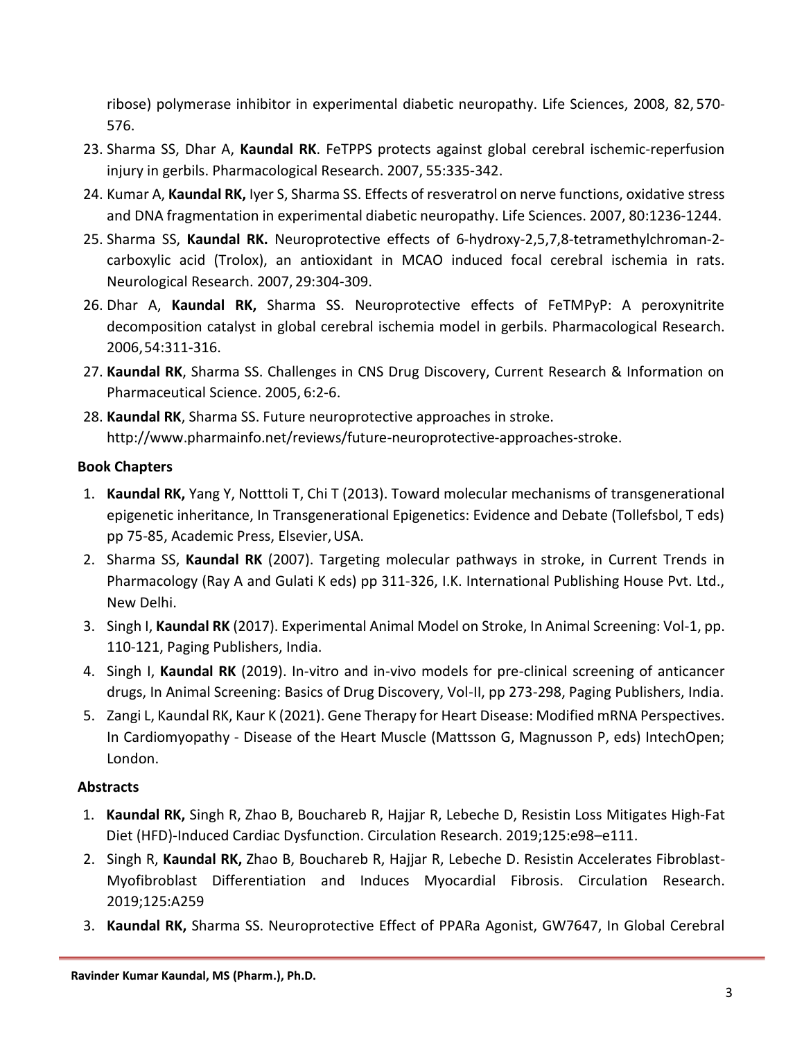ribose) polymerase inhibitor in experimental diabetic neuropathy. Life Sciences, 2008, 82, 570-576.

23. Sharma SS, Dhar A, **Kaundal RK**. FeTPPS protects against global cerebral ischemic-reperfusion injury in gerbils. Pharmacological Research. 2007, 55:335-342.
24. Kumar A, **Kaundal RK,** Iyer S, Sharma SS. Effects of resveratrol on nerve functions, oxidative stress and DNA fragmentation in experimental diabetic neuropathy. Life Sciences. 2007, 80:1236-1244.
25. Sharma SS, **Kaundal RK.** Neuroprotective effects of 6-hydroxy-2,5,7,8-tetramethylchroman-2-carboxylic acid (Trolox), an antioxidant in MCAO induced focal cerebral ischemia in rats. Neurological Research. 2007, 29:304-309.
26. Dhar A, **Kaundal RK,** Sharma SS. Neuroprotective effects of FeTMPyP: A peroxynitrite decomposition catalyst in global cerebral ischemia model in gerbils. Pharmacological Research. 2006, 54:311-316.
27. **Kaundal RK**, Sharma SS. Challenges in CNS Drug Discovery, Current Research & Information on Pharmaceutical Science. 2005, 6:2-6.
28. **Kaundal RK**, Sharma SS. Future neuroprotective approaches in stroke. http://www.pharmainfo.net/reviews/future-neuroprotective-approaches-stroke.

### Book Chapters

1. **Kaundal RK,** Yang Y, Notttoli T, Chi T (2013). Toward molecular mechanisms of transgenerational epigenetic inheritance, In Transgenerational Epigenetics: Evidence and Debate (Tollefsbol, T eds) pp 75-85, Academic Press, Elsevier, USA.
2. Sharma SS, **Kaundal RK** (2007). Targeting molecular pathways in stroke, in Current Trends in Pharmacology (Ray A and Gulati K eds) pp 311-326, I.K. International Publishing House Pvt. Ltd., New Delhi.
3. Singh I, **Kaundal RK** (2017). Experimental Animal Model on Stroke, In Animal Screening: Vol-1, pp. 110-121, Paging Publishers, India.
4. Singh I, **Kaundal RK** (2019). In-vitro and in-vivo models for pre-clinical screening of anticancer drugs, In Animal Screening: Basics of Drug Discovery, Vol-II, pp 273-298, Paging Publishers, India.
5. Zangi L, Kaundal RK, Kaur K (2021). Gene Therapy for Heart Disease: Modified mRNA Perspectives. In Cardiomyopathy - Disease of the Heart Muscle (Mattsson G, Magnusson P, eds) IntechOpen; London.

### Abstracts

1. **Kaundal RK,** Singh R, Zhao B, Bouchareb R, Hajjar R, Lebeche D, Resistin Loss Mitigates High-Fat Diet (HFD)-Induced Cardiac Dysfunction. Circulation Research. 2019;125:e98–e111.
2. Singh R, **Kaundal RK,** Zhao B, Bouchareb R, Hajjar R, Lebeche D. Resistin Accelerates Fibroblast-Myofibroblast Differentiation and Induces Myocardial Fibrosis. Circulation Research. 2019;125:A259
3. **Kaundal RK,** Sharma SS. Neuroprotective Effect of PPARa Agonist, GW7647, In Global Cerebral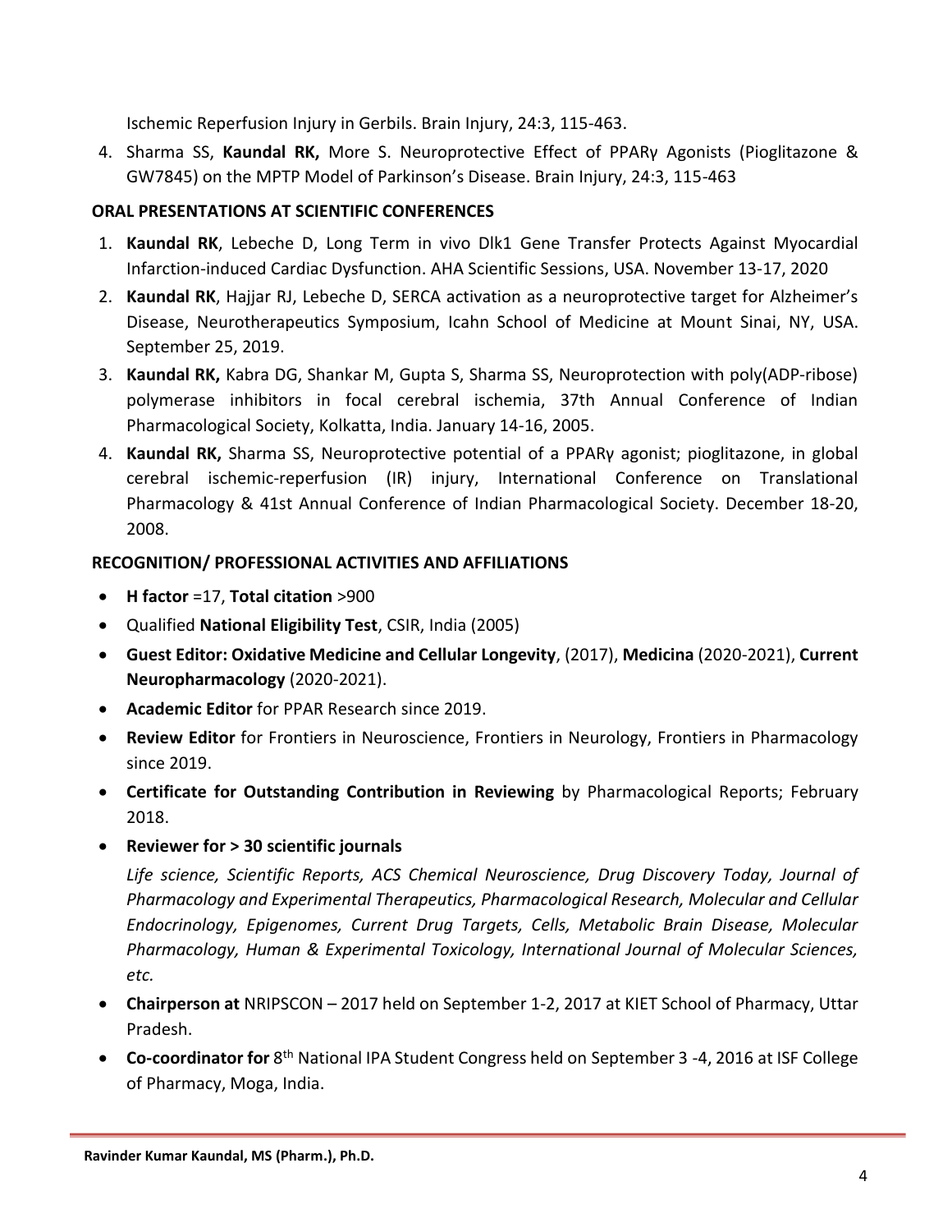Ischemic Reperfusion Injury in Gerbils. Brain Injury, 24:3, 115-463.

4. Sharma SS, **Kaundal RK,** More S. Neuroprotective Effect of PPARγ Agonists (Pioglitazone & GW7845) on the MPTP Model of Parkinson's Disease. Brain Injury, 24:3, 115-463

**ORAL PRESENTATIONS AT SCIENTIFIC CONFERENCES**

1. **Kaundal RK**, Lebeche D, Long Term in vivo Dlk1 Gene Transfer Protects Against Myocardial Infarction-induced Cardiac Dysfunction. AHA Scientific Sessions, USA. November 13-17, 2020
2. **Kaundal RK**, Hajjar RJ, Lebeche D, SERCA activation as a neuroprotective target for Alzheimer's Disease, Neurotherapeutics Symposium, Icahn School of Medicine at Mount Sinai, NY, USA. September 25, 2019.
3. **Kaundal RK,** Kabra DG, Shankar M, Gupta S, Sharma SS, Neuroprotection with poly(ADP-ribose) polymerase inhibitors in focal cerebral ischemia, 37th Annual Conference of Indian Pharmacological Society, Kolkatta, India. January 14-16, 2005.
4. **Kaundal RK,** Sharma SS, Neuroprotective potential of a PPARγ agonist; pioglitazone, in global cerebral ischemic-reperfusion (IR) injury, International Conference on Translational Pharmacology & 41st Annual Conference of Indian Pharmacological Society. December 18-20, 2008.

**RECOGNITION/ PROFESSIONAL ACTIVITIES AND AFFILIATIONS**

- **H factor** =17, **Total citation** >900
- Qualified **National Eligibility Test**, CSIR, India (2005)
- **Guest Editor: Oxidative Medicine and Cellular Longevity**, (2017), **Medicina** (2020-2021), **Current Neuropharmacology** (2020-2021).
- **Academic Editor** for PPAR Research since 2019.
- **Review Editor** for Frontiers in Neuroscience, Frontiers in Neurology, Frontiers in Pharmacology since 2019.
- **Certificate for Outstanding Contribution in Reviewing** by Pharmacological Reports; February 2018.
- **Reviewer for > 30 scientific journals**

  *Life science, Scientific Reports, ACS Chemical Neuroscience, Drug Discovery Today, Journal of Pharmacology and Experimental Therapeutics, Pharmacological Research, Molecular and Cellular Endocrinology, Epigenomes, Current Drug Targets, Cells, Metabolic Brain Disease, Molecular Pharmacology, Human & Experimental Toxicology, International Journal of Molecular Sciences, etc.*
- **Chairperson at** NRIPSCON – 2017 held on September 1-2, 2017 at KIET School of Pharmacy, Uttar Pradesh.
- **Co-coordinator for** 8th National IPA Student Congress held on September 3 -4, 2016 at ISF College of Pharmacy, Moga, India.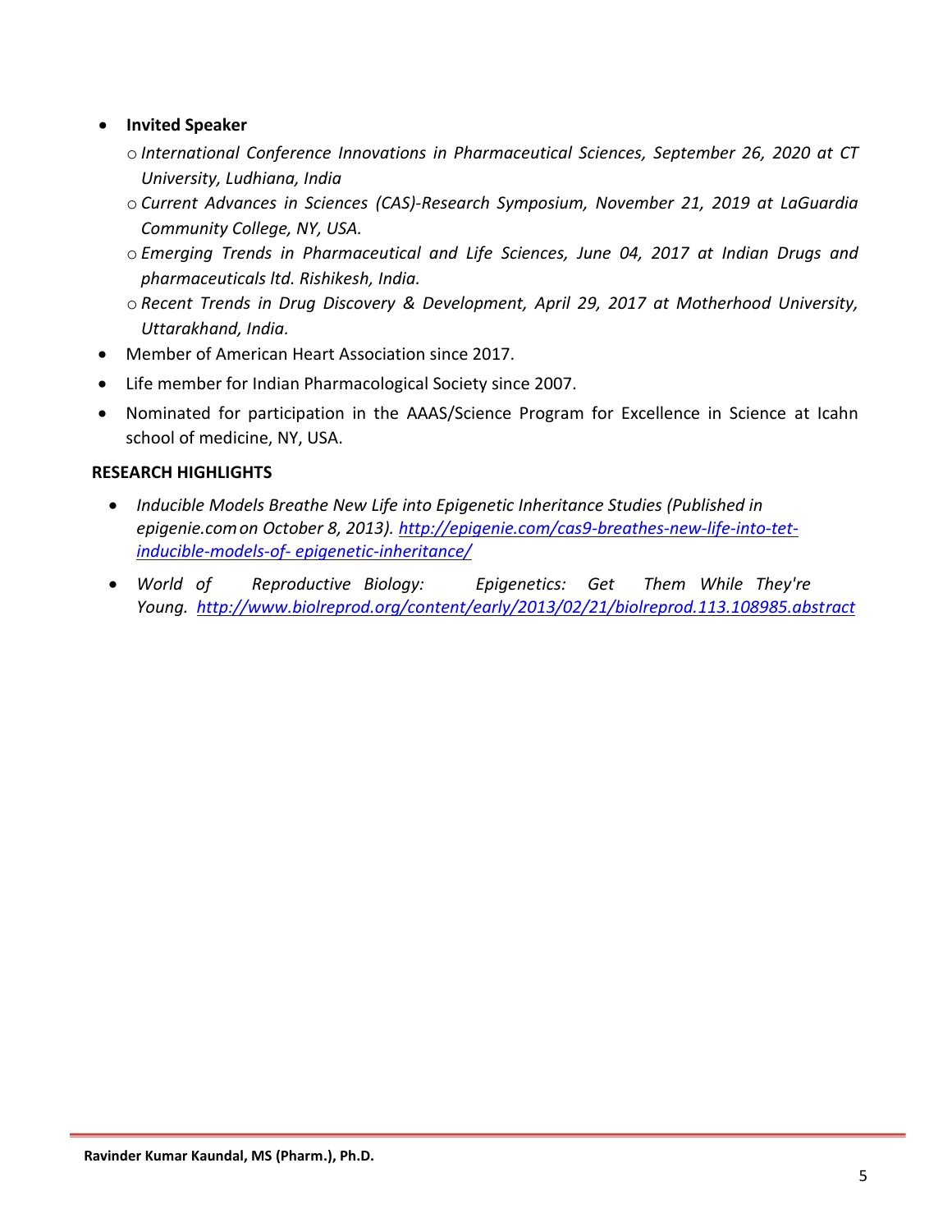- **Invited Speaker**
  - *International Conference Innovations in Pharmaceutical Sciences, September 26, 2020 at CT University, Ludhiana, India*
  - *Current Advances in Sciences (CAS)-Research Symposium, November 21, 2019 at LaGuardia Community College, NY, USA.*
  - *Emerging Trends in Pharmaceutical and Life Sciences, June 04, 2017 at Indian Drugs and pharmaceuticals ltd. Rishikesh, India.*
  - *Recent Trends in Drug Discovery & Development, April 29, 2017 at Motherhood University, Uttarakhand, India.*
- Member of American Heart Association since 2017.
- Life member for Indian Pharmacological Society since 2007.
- Nominated for participation in the AAAS/Science Program for Excellence in Science at Icahn school of medicine, NY, USA.

**RESEARCH HIGHLIGHTS**

- *Inducible Models Breathe New Life into Epigenetic Inheritance Studies (Published in epigenie.com on October 8, 2013). [http://epigenie.com/cas9-breathes-new-life-into-tet-inducible-models-of- epigenetic-inheritance/](http://epigenie.com/cas9-breathes-new-life-into-tet-inducible-models-of-epigenetic-inheritance/)*
- *World of Reproductive Biology: Epigenetics: Get Them While They're Young. [http://www.biolreprod.org/content/early/2013/02/21/biolreprod.113.108985.abstract](http://www.biolreprod.org/content/early/2013/02/21/biolreprod.113.108985.abstract)*